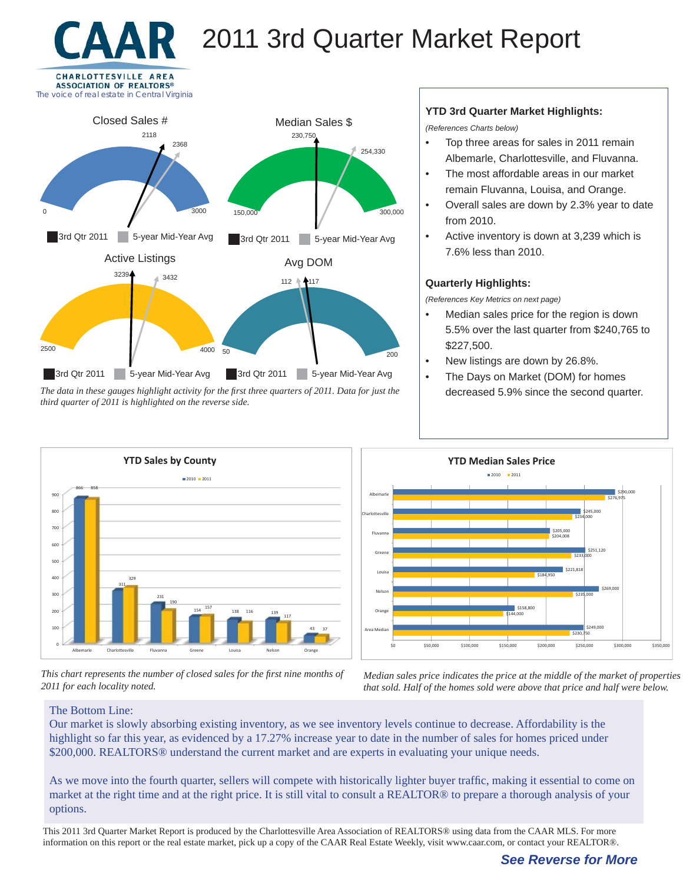# CAAR

CHARLOTTESVILLE AREA ASSOCIATION OF REALTORS®

The voice of real estate in Central Virginia

# 2011 3rd Quarter Market Report

## Closed Sales #

2118 | 2368 | 0 | 3000

3rd Qtr 2011 | 5-year Mid-Year Avg

## Median Sales $

230,750 | 254,330 | 150,000 | 300,000

3rd Qtr 2011 | 5-year Mid-Year Avg

## Active Listings

3239 | 3432 | 2500 | 4000

3rd Qtr 2011 | 5-year Mid-Year Avg

## Avg DOM

112 | 117 | 50 | 200

3rd Qtr 2011 | 5-year Mid-Year Avg

*The data in these gauges highlight activity for the first three quarters of 2011. Data for just the third quarter of 2011 is highlighted on the reverse side.*

### YTD 3rd Quarter Market Highlights:

*(References Charts below)*

- Top three areas for sales in 2011 remain Albemarle, Charlottesville, and Fluvanna.
- The most affordable areas in our market remain Fluvanna, Louisa, and Orange.
- Overall sales are down by 2.3% year to date from 2010.
- Active inventory is down at 3,239 which is 7.6% less than 2010.

### Quarterly Highlights:

*(References Key Metrics on next page)*

- Median sales price for the region is down 5.5% over the last quarter from $240,765 to $227,500.
- New listings are down by 26.8%.
- The Days on Market (DOM) for homes decreased 5.9% since the second quarter.

## YTD Sales by County

| County | 2010 | 2011 |
|---|---|---|
| Albemarle | 866 | 858 |
| Charlottesville | 311 | 329 |
| Fluvanna | 231 | 190 |
| Greene | 154 | 157 |
| Louisa | 138 | 116 |
| Nelson | 139 | 117 |
| Orange | 43 | 37 |

*This chart represents the number of closed sales for the first nine months of 2011 for each locality noted.*

## YTD Median Sales Price

| Area | 2010 | 2011 |
|---|---|---|
| Albemarle | $290,000 | $276,975 |
| Charlottesville | $245,000 | $234,000 |
| Fluvanna | $205,000 | $204,008 |
| Greene | $251,120 | $233,000 |
| Louisa | $221,818 | $184,950 |
| Nelson | $269,000 | $235,000 |
| Orange | $158,800 | $144,000 |
| Area Median | $249,000 | $230,750 |

*Median sales price indicates the price at the middle of the market of properties that sold. Half of the homes sold were above that price and half were below.*

The Bottom Line:

Our market is slowly absorbing existing inventory, as we see inventory levels continue to decrease. Affordability is the highlight so far this year, as evidenced by a 17.27% increase year to date in the number of sales for homes priced under $200,000. REALTORS® understand the current market and are experts in evaluating your unique needs.

As we move into the fourth quarter, sellers will compete with historically lighter buyer traffic, making it essential to come on market at the right time and at the right price. It is still vital to consult a REALTOR® to prepare a thorough analysis of your options.

This 2011 3rd Quarter Market Report is produced by the Charlottesville Area Association of REALTORS® using data from the CAAR MLS. For more information on this report or the real estate market, pick up a copy of the CAAR Real Estate Weekly, visit www.caar.com, or contact your REALTOR®.

***See Reverse for More***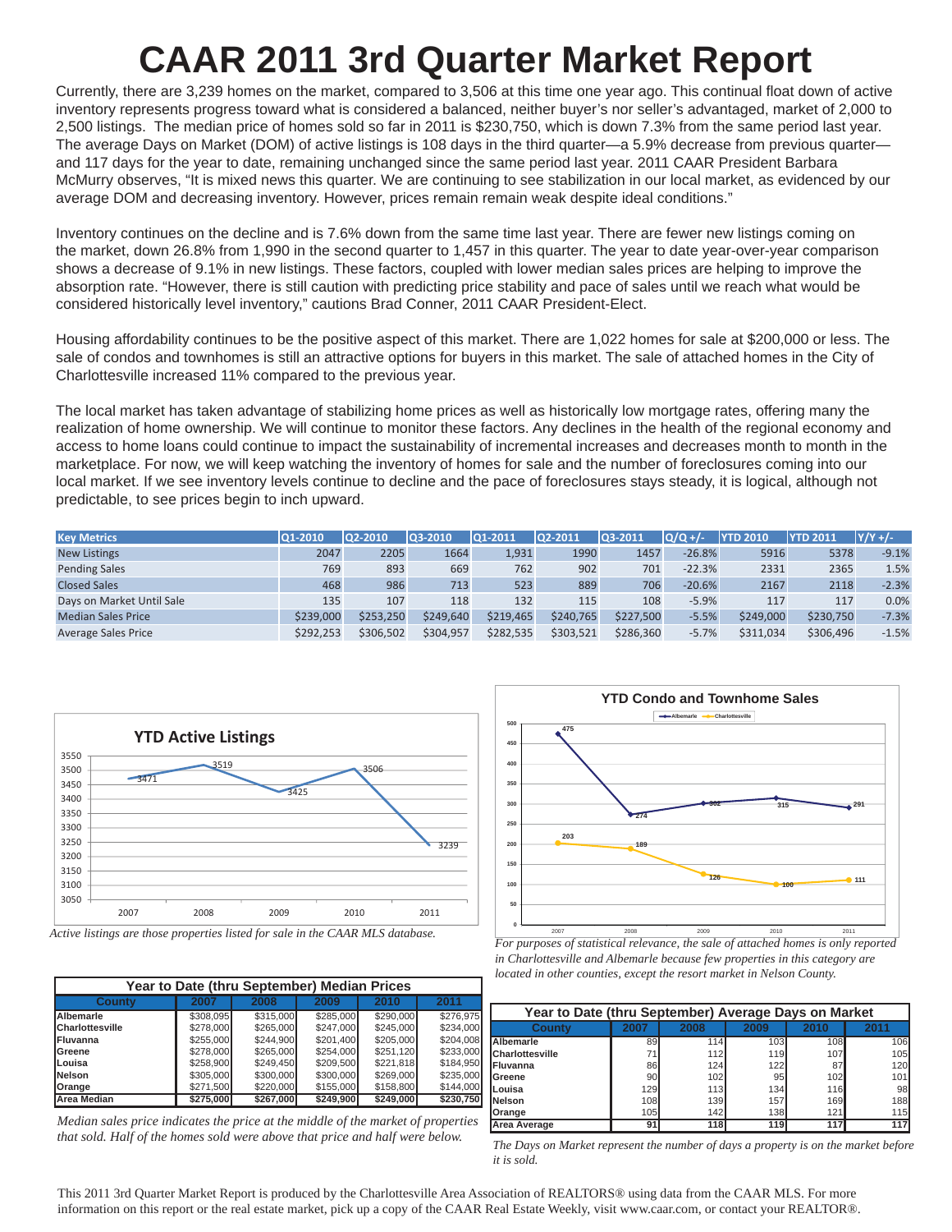# CAAR 2011 3rd Quarter Market Report

Currently, there are 3,239 homes on the market, compared to 3,506 at this time one year ago. This continual float down of active inventory represents progress toward what is considered a balanced, neither buyer's nor seller's advantaged, market of 2,000 to 2,500 listings. The median price of homes sold so far in 2011 is $230,750, which is down 7.3% from the same period last year. The average Days on Market (DOM) of active listings is 108 days in the third quarter—a 5.9% decrease from previous quarter—and 117 days for the year to date, remaining unchanged since the same period last year. 2011 CAAR President Barbara McMurry observes, "It is mixed news this quarter. We are continuing to see stabilization in our local market, as evidenced by our average DOM and decreasing inventory. However, prices remain remain weak despite ideal conditions."

Inventory continues on the decline and is 7.6% down from the same time last year. There are fewer new listings coming on the market, down 26.8% from 1,990 in the second quarter to 1,457 in this quarter. The year to date year-over-year comparison shows a decrease of 9.1% in new listings. These factors, coupled with lower median sales prices are helping to improve the absorption rate. "However, there is still caution with predicting price stability and pace of sales until we reach what would be considered historically level inventory," cautions Brad Conner, 2011 CAAR President-Elect.

Housing affordability continues to be the positive aspect of this market. There are 1,022 homes for sale at $200,000 or less. The sale of condos and townhomes is still an attractive options for buyers in this market. The sale of attached homes in the City of Charlottesville increased 11% compared to the previous year.

The local market has taken advantage of stabilizing home prices as well as historically low mortgage rates, offering many the realization of home ownership. We will continue to monitor these factors. Any declines in the health of the regional economy and access to home loans could continue to impact the sustainability of incremental increases and decreases month to month in the marketplace. For now, we will keep watching the inventory of homes for sale and the number of foreclosures coming into our local market. If we see inventory levels continue to decline and the pace of foreclosures stays steady, it is logical, although not predictable, to see prices begin to inch upward.

| Key Metrics | Q1-2010 | Q2-2010 | Q3-2010 | Q1-2011 | Q2-2011 | Q3-2011 | Q/Q +/- | YTD 2010 | YTD 2011 | Y/Y +/- |
|---|---|---|---|---|---|---|---|---|---|---|
| New Listings | 2047 | 2205 | 1664 | 1,931 | 1990 | 1457 | -26.8% | 5916 | 5378 | -9.1% |
| Pending Sales | 769 | 893 | 669 | 762 | 902 | 701 | -22.3% | 2331 | 2365 | 1.5% |
| Closed Sales | 468 | 986 | 713 | 523 | 889 | 706 | -20.6% | 2167 | 2118 | -2.3% |
| Days on Market Until Sale | 135 | 107 | 118 | 132 | 115 | 108 | -5.9% | 117 | 117 | 0.0% |
| Median Sales Price | $239,000 | $253,250 | $249,640 | $219,465 | $240,765 | $227,500 | -5.5% | $249,000 | $230,750 | -7.3% |
| Average Sales Price | $292,253 | $306,502 | $304,957 | $282,535 | $303,521 | $286,360 | -5.7% | $311,034 | $306,496 | -1.5% |

YTD Active Listings

3471
3519
3425
3506
3239

2007 2008 2009 2010 2011

*Active listings are those properties listed for sale in the CAAR MLS database.*

YTD Condo and Townhome Sales

Albemarle — Charlottesville

Albemarle: 475, 274, 302, 315, 291

Charlottesville: 203, 189, 126, 100, 111

2007 2008 2009 2010 2011

*For purposes of statistical relevance, the sale of attached homes is only reported in Charlottesville and Albemarle because few properties in this category are located in other counties, except the resort market in Nelson County.*

**Year to Date (thru September) Median Prices**

| County | 2007 | 2008 | 2009 | 2010 | 2011 |
|---|---|---|---|---|---|
| Albemarle | $308,095 | $315,000 | $285,000 | $290,000 | $276,975 |
| Charlottesville | $278,000 | $265,000 | $247,000 | $245,000 | $234,000 |
| Fluvanna | $255,000 | $244,900 | $201,400 | $205,000 | $204,008 |
| Greene | $278,000 | $265,000 | $254,000 | $251,120 | $233,000 |
| Louisa | $258,900 | $249,450 | $209,500 | $221,818 | $184,950 |
| Nelson | $305,000 | $300,000 | $300,000 | $269,000 | $235,000 |
| Orange | $271,500 | $220,000 | $155,000 | $158,800 | $144,000 |
| **Area Median** | **$275,000** | **$267,000** | **$249,900** | **$249,000** | **$230,750** |

*Median sales price indicates the price at the middle of the market of properties that sold. Half of the homes sold were above that price and half were below.*

**Year to Date (thru September) Average Days on Market**

| County | 2007 | 2008 | 2009 | 2010 | 2011 |
|---|---|---|---|---|---|
| Albemarle | 89 | 114 | 103 | 108 | 106 |
| Charlottesville | 71 | 112 | 119 | 107 | 105 |
| Fluvanna | 86 | 124 | 122 | 87 | 120 |
| Greene | 90 | 102 | 95 | 102 | 101 |
| Louisa | 129 | 113 | 134 | 116 | 98 |
| Nelson | 108 | 139 | 157 | 169 | 188 |
| Orange | 105 | 142 | 138 | 121 | 115 |
| **Area Average** | **91** | **118** | **119** | **117** | **117** |

*The Days on Market represent the number of days a property is on the market before it is sold.*

This 2011 3rd Quarter Market Report is produced by the Charlottesville Area Association of REALTORS® using data from the CAAR MLS. For more information on this report or the real estate market, pick up a copy of the CAAR Real Estate Weekly, visit www.caar.com, or contact your REALTOR®.